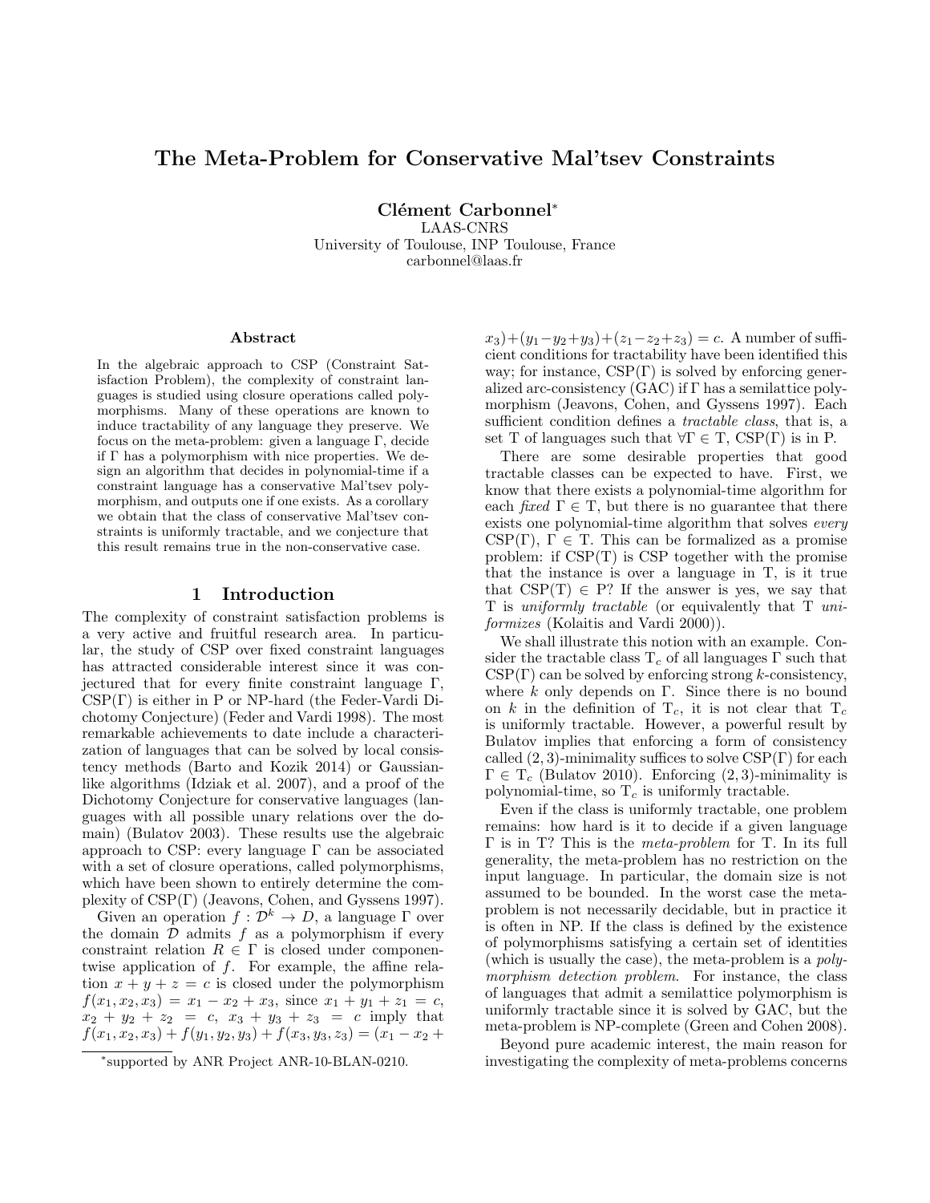# The Meta-Problem for Conservative Mal'tsev Constraints

**Clément Carbonnel**[*]
LAAS-CNRS
University of Toulouse, INP Toulouse, France
carbonnel@laas.fr

### Abstract

In the algebraic approach to CSP (Constraint Satisfaction Problem), the complexity of constraint languages is studied using closure operations called polymorphisms. Many of these operations are known to induce tractability of any language they preserve. We focus on the meta-problem: given a language $\Gamma$, decide if $\Gamma$ has a polymorphism with nice properties. We design an algorithm that decides in polynomial-time if a constraint language has a conservative Mal'tsev polymorphism, and outputs one if one exists. As a corollary we obtain that the class of conservative Mal'tsev constraints is uniformly tractable, and we conjecture that this result remains true in the non-conservative case.

## 1 Introduction

The complexity of constraint satisfaction problems is a very active and fruitful research area. In particular, the study of CSP over fixed constraint languages has attracted considerable interest since it was conjectured that for every finite constraint language $\Gamma$, CSP($\Gamma$) is either in P or NP-hard (the Feder-Vardi Dichotomy Conjecture) (Feder and Vardi 1998). The most remarkable achievements to date include a characterization of languages that can be solved by local consistency methods (Barto and Kozik 2014) or Gaussian-like algorithms (Idziak et al. 2007), and a proof of the Dichotomy Conjecture for conservative languages (languages with all possible unary relations over the domain) (Bulatov 2003). These results use the algebraic approach to CSP: every language $\Gamma$ can be associated with a set of closure operations, called polymorphisms, which have been shown to entirely determine the complexity of CSP($\Gamma$) (Jeavons, Cohen, and Gyssens 1997).

Given an operation $f : \mathcal{D}^k \rightarrow D$, a language $\Gamma$ over the domain $\mathcal{D}$ admits $f$ as a polymorphism if every constraint relation $R \in \Gamma$ is closed under componentwise application of $f$. For example, the affine relation $x + y + z = c$ is closed under the polymorphism $f(x_1, x_2, x_3) = x_1 - x_2 + x_3$, since $x_1 + y_1 + z_1 = c$, $x_2 + y_2 + z_2 = c$, $x_3 + y_3 + z_3 = c$ imply that $f(x_1, x_2, x_3) + f(y_1, y_2, y_3) + f(x_3, y_3, z_3) = (x_1 - x_2 + x_3) + (y_1 - y_2 + y_3) + (z_1 - z_2 + z_3) = c$. A number of sufficient conditions for tractability have been identified this way; for instance, CSP($\Gamma$) is solved by enforcing generalized arc-consistency (GAC) if $\Gamma$ has a semilattice polymorphism (Jeavons, Cohen, and Gyssens 1997). Each sufficient condition defines a *tractable class*, that is, a set T of languages such that $\forall \Gamma \in$ T, CSP($\Gamma$) is in P.

There are some desirable properties that good tractable classes can be expected to have. First, we know that there exists a polynomial-time algorithm for each *fixed* $\Gamma \in$ T, but there is no guarantee that there exists one polynomial-time algorithm that solves *every* CSP($\Gamma$), $\Gamma \in$ T. This can be formalized as a promise problem: if CSP(T) is CSP together with the promise that the instance is over a language in T, is it true that CSP(T) $\in$ P? If the answer is yes, we say that T is *uniformly tractable* (or equivalently that T *uniformizes* (Kolaitis and Vardi 2000)).

We shall illustrate this notion with an example. Consider the tractable class $\text{T}_c$ of all languages $\Gamma$ such that CSP($\Gamma$) can be solved by enforcing strong $k$-consistency, where $k$ only depends on $\Gamma$. Since there is no bound on $k$ in the definition of $\text{T}_c$, it is not clear that $\text{T}_c$ is uniformly tractable. However, a powerful result by Bulatov implies that enforcing a form of consistency called $(2, 3)$-minimality suffices to solve CSP($\Gamma$) for each $\Gamma \in \text{T}_c$ (Bulatov 2010). Enforcing $(2, 3)$-minimality is polynomial-time, so $\text{T}_c$ is uniformly tractable.

Even if the class is uniformly tractable, one problem remains: how hard is it to decide if a given language $\Gamma$ is in T? This is the *meta-problem* for T. In its full generality, the meta-problem has no restriction on the input language. In particular, the domain size is not assumed to be bounded. In the worst case the meta-problem is not necessarily decidable, but in practice it is often in NP. If the class is defined by the existence of polymorphisms satisfying a certain set of identities (which is usually the case), the meta-problem is a *polymorphism detection problem*. For instance, the class of languages that admit a semilattice polymorphism is uniformly tractable since it is solved by GAC, but the meta-problem is NP-complete (Green and Cohen 2008).

Beyond pure academic interest, the main reason for investigating the complexity of meta-problems concerns

[*] supported by ANR Project ANR-10-BLAN-0210.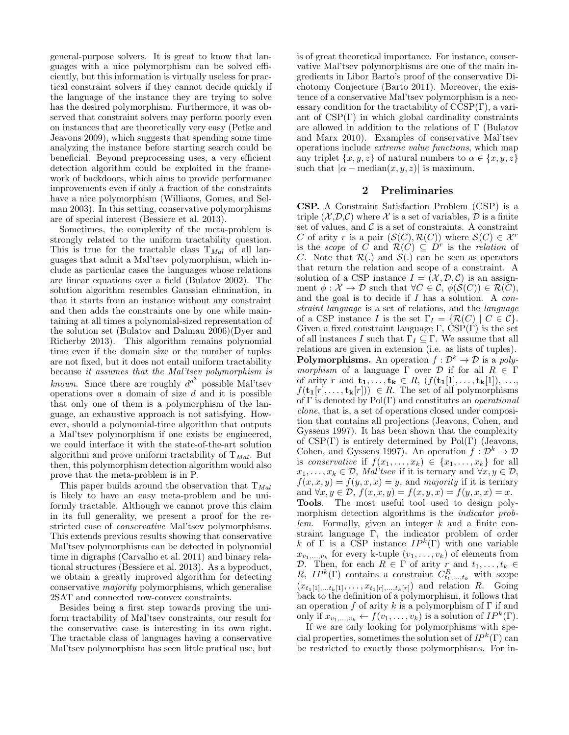general-purpose solvers. It is great to know that languages with a nice polymorphism can be solved efficiently, but this information is virtually useless for practical constraint solvers if they cannot decide quickly if the language of the instance they are trying to solve has the desired polymorphism. Furthermore, it was observed that constraint solvers may perform poorly even on instances that are theoretically very easy (Petke and Jeavons 2009), which suggests that spending some time analyzing the instance before starting search could be beneficial. Beyond preprocessing uses, a very efficient detection algorithm could be exploited in the framework of backdoors, which aims to provide performance improvements even if only a fraction of the constraints have a nice polymorphism (Williams, Gomes, and Selman 2003). In this setting, conservative polymorphisms are of special interest (Bessiere et al. 2013).

Sometimes, the complexity of the meta-problem is strongly related to the uniform tractability question. This is true for the tractable class $\mathrm{T}_{Mal}$ of all languages that admit a Mal'tsev polymorphism, which include as particular cases the languages whose relations are linear equations over a field (Bulatov 2002). The solution algorithm resembles Gaussian elimination, in that it starts from an instance without any constraint and then adds the constraints one by one while maintaining at all times a polynomial-sized representation of the solution set (Bulatov and Dalmau 2006)(Dyer and Richerby 2013). This algorithm remains polynomial time even if the domain size or the number of tuples are not fixed, but it does not entail uniform tractability because *it assumes that the Mal'tsev polymorphism is known*. Since there are roughly $d^{d^3}$ possible Mal'tsev operations over a domain of size $d$ and it is possible that only one of them is a polymorphism of the language, an exhaustive approach is not satisfying. However, should a polynomial-time algorithm that outputs a Mal'tsev polymorphism if one exists be engineered, we could interface it with the state-of-the-art solution algorithm and prove uniform tractability of $\mathrm{T}_{Mal}$. But then, this polymorphism detection algorithm would also prove that the meta-problem is in P.

This paper builds around the observation that $\mathrm{T}_{Mal}$ is likely to have an easy meta-problem and be uniformly tractable. Although we cannot prove this claim in its full generality, we present a proof for the restricted case of *conservative* Mal'tsev polymorphisms. This extends previous results showing that conservative Mal'tsev polymorphisms can be detected in polynomial time in digraphs (Carvalho et al. 2011) and binary relational structures (Bessiere et al. 2013). As a byproduct, we obtain a greatly improved algorithm for detecting conservative *majority* polymorphisms, which generalise 2SAT and connected row-convex constraints.

Besides being a first step towards proving the uniform tractability of Mal'tsev constraints, our result for the conservative case is interesting in its own right. The tractable class of languages having a conservative Mal'tsev polymorphism has seen little pratical use, but is of great theoretical importance. For instance, conservative Mal'tsev polymorphisms are one of the main ingredients in Libor Barto's proof of the conservative Dichotomy Conjecture (Barto 2011). Moreover, the existence of a conservative Mal'tsev polymorphism is a necessary condition for the tractability of $\mathrm{CCSP}(\Gamma)$, a variant of $\mathrm{CSP}(\Gamma)$ in which global cardinality constraints are allowed in addition to the relations of $\Gamma$ (Bulatov and Marx 2010). Examples of conservative Mal'tsev operations include *extreme value functions*, which map any triplet $\{x, y, z\}$ of natural numbers to $\alpha \in \{x, y, z\}$ such that $|\alpha - \mathrm{median}(x, y, z)|$ is maximum.

## 2 Preliminaries

**CSP.** A Constraint Satisfaction Problem (CSP) is a triple $(\mathcal{X}, \mathcal{D}, \mathcal{C})$ where $\mathcal{X}$ is a set of variables, $\mathcal{D}$ is a finite set of values, and $\mathcal{C}$ is a set of constraints. A constraint $C$ of arity $r$ is a pair $(\mathcal{S}(C), \mathcal{R}(C))$ where $\mathcal{S}(C) \in \mathcal{X}^r$ is the *scope* of $C$ and $\mathcal{R}(C) \subseteq D^r$ is the *relation* of $C$. Note that $\mathcal{R}(.)$ and $\mathcal{S}(.)$ can be seen as operators that return the relation and scope of a constraint. A solution of a CSP instance $I = (\mathcal{X}, \mathcal{D}, \mathcal{C})$ is an assignment $\phi : \mathcal{X} \rightarrow \mathcal{D}$ such that $\forall C \in \mathcal{C}$, $\phi(\mathcal{S}(C)) \in \mathcal{R}(C)$, and the goal is to decide if $I$ has a solution. A *constraint language* is a set of relations, and the *language* of a CSP instance $I$ is the set $\Gamma_I = \{\mathcal{R}(C) \mid C \in \mathcal{C}\}$. Given a fixed constraint language $\Gamma$, $\mathrm{CSP}(\Gamma)$ is the set of all instances $I$ such that $\Gamma_I \subseteq \Gamma$. We assume that all relations are given in extension (i.e. as lists of tuples).

**Polymorphisms.** An operation $f : \mathcal{D}^k \rightarrow \mathcal{D}$ is a *polymorphism* of a language $\Gamma$ over $\mathcal{D}$ if for all $R \in \Gamma$ of arity $r$ and $\mathbf{t_1}, \ldots, \mathbf{t_k} \in R$, $(f(\mathbf{t_1}[1], \ldots, \mathbf{t_k}[1]), \ldots, f(\mathbf{t_1}[r], \ldots, \mathbf{t_k}[r])) \in R$. The set of all polymorphisms of $\Gamma$ is denoted by $\mathrm{Pol}(\Gamma)$ and constitutes an *operational clone*, that is, a set of operations closed under composition that contains all projections (Jeavons, Cohen, and Gyssens 1997). It has been shown that the complexity of $\mathrm{CSP}(\Gamma)$ is entirely determined by $\mathrm{Pol}(\Gamma)$ (Jeavons, Cohen, and Gyssens 1997). An operation $f : \mathcal{D}^k \rightarrow \mathcal{D}$ is *conservative* if $f(x_1, \ldots, x_k) \in \{x_1, \ldots, x_k\}$ for all $x_1, \ldots, x_k \in \mathcal{D}$, *Mal'tsev* if it is ternary and $\forall x, y \in \mathcal{D}$, $f(x, x, y) = f(y, x, x) = y$, and *majority* if it is ternary and $\forall x, y \in \mathcal{D}$, $f(x, x, y) = f(x, y, x) = f(y, x, x) = x$.

**Tools.** The most useful tool used to design polymorphism detection algorithms is the *indicator problem*. Formally, given an integer $k$ and a finite constraint language $\Gamma$, the indicator problem of order $k$ of $\Gamma$ is a CSP instance $IP^k(\Gamma)$ with one variable $x_{v_1,\ldots,v_k}$ for every k-tuple $(v_1, \ldots, v_k)$ of elements from $\mathcal{D}$. Then, for each $R \in \Gamma$ of arity $r$ and $t_1, \ldots, t_k \in R$, $IP^k(\Gamma)$ contains a constraint $C^R_{t_1,\ldots,t_k}$ with scope $(x_{t_1[1],\ldots t_k[1]}, \ldots, x_{t_1[r],\ldots,t_k[r]})$ and relation $R$. Going back to the definition of a polymorphism, it follows that an operation $f$ of arity $k$ is a polymorphism of $\Gamma$ if and only if $x_{v_1,\ldots,v_k} \leftarrow f(v_1, \ldots, v_k)$ is a solution of $IP^k(\Gamma)$.

If we are only looking for polymorphisms with special properties, sometimes the solution set of $IP^k(\Gamma)$ can be restricted to exactly those polymorphisms. For in-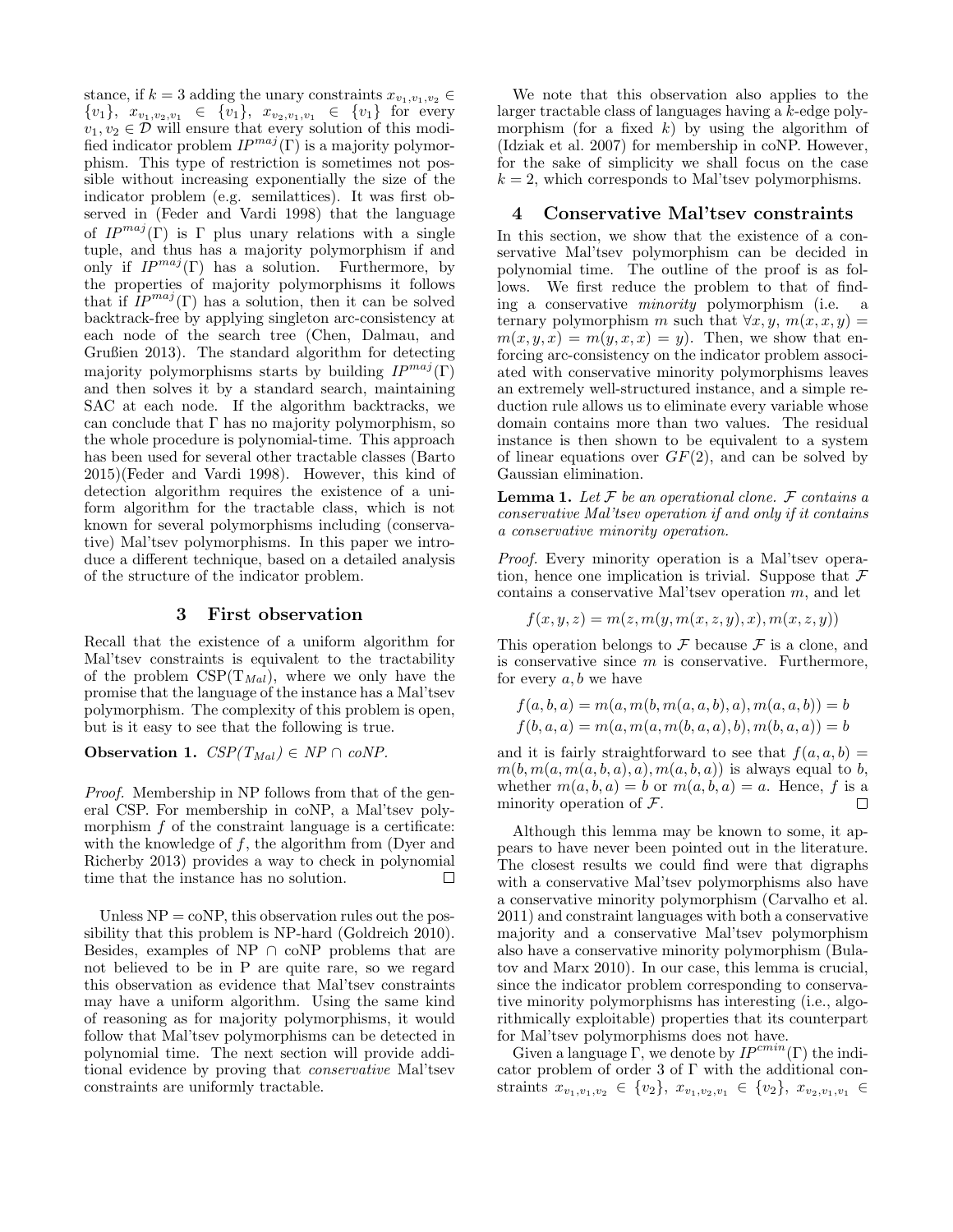stance, if $k = 3$ adding the unary constraints $x_{v_1,v_1,v_2} \in \{v_1\}$, $x_{v_1,v_2,v_1} \in \{v_1\}$, $x_{v_2,v_1,v_1} \in \{v_1\}$ for every $v_1, v_2 \in \mathcal{D}$ will ensure that every solution of this modified indicator problem $IP^{maj}(\Gamma)$ is a majority polymorphism. This type of restriction is sometimes not possible without increasing exponentially the size of the indicator problem (e.g. semilattices). It was first observed in (Feder and Vardi 1998) that the language of $IP^{maj}(\Gamma)$ is $\Gamma$ plus unary relations with a single tuple, and thus has a majority polymorphism if and only if $IP^{maj}(\Gamma)$ has a solution. Furthermore, by the properties of majority polymorphisms it follows that if $IP^{maj}(\Gamma)$ has a solution, then it can be solved backtrack-free by applying singleton arc-consistency at each node of the search tree (Chen, Dalmau, and Grußien 2013). The standard algorithm for detecting majority polymorphisms starts by building $IP^{maj}(\Gamma)$ and then solves it by a standard search, maintaining SAC at each node. If the algorithm backtracks, we can conclude that $\Gamma$ has no majority polymorphism, so the whole procedure is polynomial-time. This approach has been used for several other tractable classes (Barto 2015)(Feder and Vardi 1998). However, this kind of detection algorithm requires the existence of a uniform algorithm for the tractable class, which is not known for several polymorphisms including (conservative) Mal'tsev polymorphisms. In this paper we introduce a different technique, based on a detailed analysis of the structure of the indicator problem.

## 3 First observation

Recall that the existence of a uniform algorithm for Mal'tsev constraints is equivalent to the tractability of the problem CSP($\mathrm{T}_{Mal}$), where we only have the promise that the language of the instance has a Mal'tsev polymorphism. The complexity of this problem is open, but is it easy to see that the following is true.

**Observation 1.** *CSP($T_{Mal}$) $\in$ NP $\cap$ coNP.*

*Proof.* Membership in NP follows from that of the general CSP. For membership in coNP, a Mal'tsev polymorphism $f$ of the constraint language is a certificate: with the knowledge of $f$, the algorithm from (Dyer and Richerby 2013) provides a way to check in polynomial time that the instance has no solution. □

Unless NP = coNP, this observation rules out the possibility that this problem is NP-hard (Goldreich 2010). Besides, examples of NP $\cap$ coNP problems that are not believed to be in P are quite rare, so we regard this observation as evidence that Mal'tsev constraints may have a uniform algorithm. Using the same kind of reasoning as for majority polymorphisms, it would follow that Mal'tsev polymorphisms can be detected in polynomial time. The next section will provide additional evidence by proving that *conservative* Mal'tsev constraints are uniformly tractable.

We note that this observation also applies to the larger tractable class of languages having a $k$-edge polymorphism (for a fixed $k$) by using the algorithm of (Idziak et al. 2007) for membership in coNP. However, for the sake of simplicity we shall focus on the case $k = 2$, which corresponds to Mal'tsev polymorphisms.

## 4 Conservative Mal'tsev constraints

In this section, we show that the existence of a conservative Mal'tsev polymorphism can be decided in polynomial time. The outline of the proof is as follows. We first reduce the problem to that of finding a conservative *minority* polymorphism (i.e. a ternary polymorphism $m$ such that $\forall x, y,\ m(x, x, y) = m(x, y, x) = m(y, x, x) = y$). Then, we show that enforcing arc-consistency on the indicator problem associated with conservative minority polymorphisms leaves an extremely well-structured instance, and a simple reduction rule allows us to eliminate every variable whose domain contains more than two values. The residual instance is then shown to be equivalent to a system of linear equations over $GF(2)$, and can be solved by Gaussian elimination.

**Lemma 1.** *Let $\mathcal{F}$ be an operational clone. $\mathcal{F}$ contains a conservative Mal'tsev operation if and only if it contains a conservative minority operation.*

*Proof.* Every minority operation is a Mal'tsev operation, hence one implication is trivial. Suppose that $\mathcal{F}$ contains a conservative Mal'tsev operation $m$, and let

$$f(x, y, z) = m(z, m(y, m(x, z, y), x), m(x, z, y))$$

This operation belongs to $\mathcal{F}$ because $\mathcal{F}$ is a clone, and is conservative since $m$ is conservative. Furthermore, for every $a, b$ we have

$$f(a, b, a) = m(a, m(b, m(a, a, b), a), m(a, a, b)) = b$$
$$f(b, a, a) = m(a, m(a, m(b, a, a), b), m(b, a, a)) = b$$

and it is fairly straightforward to see that $f(a, a, b) = m(b, m(a, m(a, b, a), a), m(a, b, a))$ is always equal to $b$, whether $m(a, b, a) = b$ or $m(a, b, a) = a$. Hence, $f$ is a minority operation of $\mathcal{F}$. □

Although this lemma may be known to some, it appears to have never been pointed out in the literature. The closest results we could find were that digraphs with a conservative Mal'tsev polymorphisms also have a conservative minority polymorphism (Carvalho et al. 2011) and constraint languages with both a conservative majority and a conservative Mal'tsev polymorphism also have a conservative minority polymorphism (Bulatov and Marx 2010). In our case, this lemma is crucial, since the indicator problem corresponding to conservative minority polymorphisms has interesting (i.e., algorithmically exploitable) properties that its counterpart for Mal'tsev polymorphisms does not have.

Given a language $\Gamma$, we denote by $IP^{cmin}(\Gamma)$ the indicator problem of order 3 of $\Gamma$ with the additional constraints $x_{v_1,v_1,v_2} \in \{v_2\}$, $x_{v_1,v_2,v_1} \in \{v_2\}$, $x_{v_2,v_1,v_1} \in$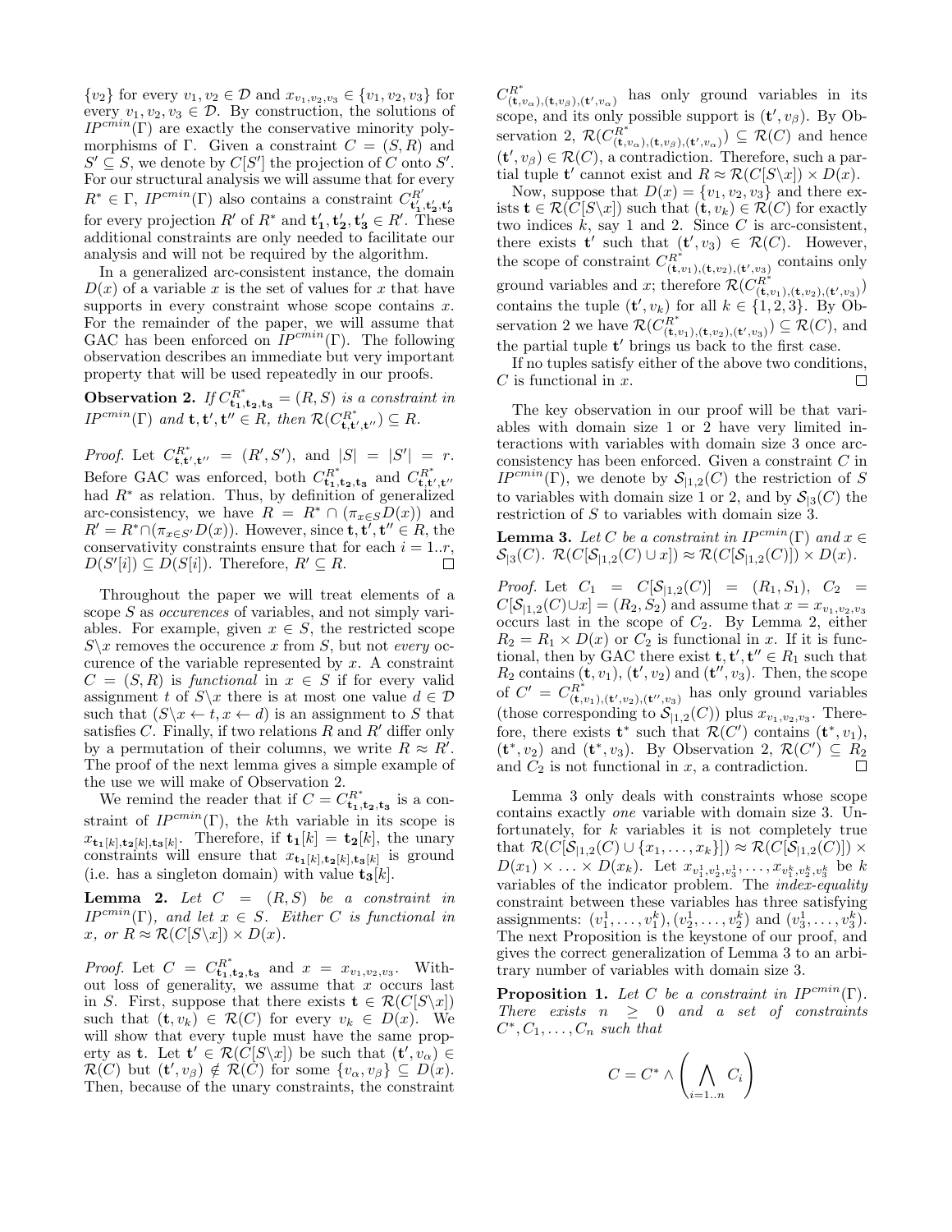$\{v_2\}$ for every $v_1, v_2 \in \mathcal{D}$ and $x_{v_1,v_2,v_3} \in \{v_1, v_2, v_3\}$ for every $v_1, v_2, v_3 \in \mathcal{D}$. By construction, the solutions of $IP^{cmin}(\Gamma)$ are exactly the conservative minority polymorphisms of $\Gamma$. Given a constraint $C = (S, R)$ and $S' \subseteq S$, we denote by $C[S']$ the projection of $C$ onto $S'$. For our structural analysis we will assume that for every $R^* \in \Gamma$, $IP^{cmin}(\Gamma)$ also contains a constraint $C^{R'}_{\mathbf{t_1'},\mathbf{t_2'},\mathbf{t_3'}}$ for every projection $R'$ of $R^*$ and $\mathbf{t_1'}, \mathbf{t_2'}, \mathbf{t_3'} \in R'$. These additional constraints are only needed to facilitate our analysis and will not be required by the algorithm.

In a generalized arc-consistent instance, the domain $D(x)$ of a variable $x$ is the set of values for $x$ that have supports in every constraint whose scope contains $x$. For the remainder of the paper, we will assume that GAC has been enforced on $IP^{cmin}(\Gamma)$. The following observation describes an immediate but very important property that will be used repeatedly in our proofs.

**Observation 2.** *If $C^{R^*}_{\mathbf{t_1},\mathbf{t_2},\mathbf{t_3}} = (R, S)$ is a constraint in $IP^{cmin}(\Gamma)$ and $\mathbf{t}, \mathbf{t}', \mathbf{t}'' \in R$, then $\mathcal{R}(C^{R^*}_{\mathbf{t},\mathbf{t}',\mathbf{t}''}) \subseteq R$.*

*Proof.* Let $C^{R^*}_{\mathbf{t},\mathbf{t}',\mathbf{t}''} = (R', S')$, and $|S| = |S'| = r$. Before GAC was enforced, both $C^{R^*}_{\mathbf{t_1},\mathbf{t_2},\mathbf{t_3}}$ and $C^{R^*}_{\mathbf{t},\mathbf{t}',\mathbf{t}''}$ had $R^*$ as relation. Thus, by definition of generalized arc-consistency, we have $R = R^* \cap (\pi_{x \in S} D(x))$ and $R' = R^* \cap (\pi_{x \in S'} D(x))$. However, since $\mathbf{t}, \mathbf{t}', \mathbf{t}'' \in R$, the conservativity constraints ensure that for each $i = 1..r$, $D(S'[i]) \subseteq D(S[i])$. Therefore, $R' \subseteq R$. $\square$

Throughout the paper we will treat elements of a scope $S$ as *occurences* of variables, and not simply variables. For example, given $x \in S$, the restricted scope $S \backslash x$ removes the occurence $x$ from $S$, but not *every* occurence of the variable represented by $x$. A constraint $C = (S, R)$ is *functional* in $x \in S$ if for every valid assignment $t$ of $S \backslash x$ there is at most one value $d \in \mathcal{D}$ such that $(S \backslash x \leftarrow t, x \leftarrow d)$ is an assignment to $S$ that satisfies $C$. Finally, if two relations $R$ and $R'$ differ only by a permutation of their columns, we write $R \approx R'$. The proof of the next lemma gives a simple example of the use we will make of Observation 2.

We remind the reader that if $C = C^{R^*}_{\mathbf{t_1},\mathbf{t_2},\mathbf{t_3}}$ is a constraint of $IP^{cmin}(\Gamma)$, the $k$th variable in its scope is $x_{\mathbf{t_1}[k],\mathbf{t_2}[k],\mathbf{t_3}[k]}$. Therefore, if $\mathbf{t_1}[k] = \mathbf{t_2}[k]$, the unary constraints will ensure that $x_{\mathbf{t_1}[k],\mathbf{t_2}[k],\mathbf{t_3}[k]}$ is ground (i.e. has a singleton domain) with value $\mathbf{t_3}[k]$.

**Lemma 2.** *Let $C = (R, S)$ be a constraint in $IP^{cmin}(\Gamma)$, and let $x \in S$. Either $C$ is functional in $x$, or $R \approx \mathcal{R}(C[S \backslash x]) \times D(x)$.*

*Proof.* Let $C = C^{R^*}_{\mathbf{t_1},\mathbf{t_2},\mathbf{t_3}}$ and $x = x_{v_1,v_2,v_3}$. Without loss of generality, we assume that $x$ occurs last in $S$. First, suppose that there exists $\mathbf{t} \in \mathcal{R}(C[S \backslash x])$ such that $(\mathbf{t}, v_k) \in \mathcal{R}(C)$ for every $v_k \in D(x)$. We will show that every tuple must have the same property as $\mathbf{t}$. Let $\mathbf{t}' \in \mathcal{R}(C[S \backslash x])$ be such that $(\mathbf{t}', v_\alpha) \in \mathcal{R}(C)$ but $(\mathbf{t}', v_\beta) \notin \mathcal{R}(C)$ for some $\{v_\alpha, v_\beta\} \subseteq D(x)$. Then, because of the unary constraints, the constraint $C^{R^*}_{(\mathbf{t},v_\alpha),(\mathbf{t},v_\beta),(\mathbf{t}',v_\alpha)}$ has only ground variables in its scope, and its only possible support is $(\mathbf{t}', v_\beta)$. By Observation 2, $\mathcal{R}(C^{R^*}_{(\mathbf{t},v_\alpha),(\mathbf{t},v_\beta),(\mathbf{t}',v_\alpha)}) \subseteq \mathcal{R}(C)$ and hence $(\mathbf{t}', v_\beta) \in \mathcal{R}(C)$, a contradiction. Therefore, such a partial tuple $\mathbf{t}'$ cannot exist and $R \approx \mathcal{R}(C[S \backslash x]) \times D(x)$.

Now, suppose that $D(x) = \{v_1, v_2, v_3\}$ and there exists $\mathbf{t} \in \mathcal{R}(C[S \backslash x])$ such that $(\mathbf{t}, v_k) \in \mathcal{R}(C)$ for exactly two indices $k$, say 1 and 2. Since $C$ is arc-consistent, there exists $\mathbf{t}'$ such that $(\mathbf{t}', v_3) \in \mathcal{R}(C)$. However, the scope of constraint $C^{R^*}_{(\mathbf{t},v_1),(\mathbf{t},v_2),(\mathbf{t}',v_3)}$ contains only ground variables and $x$; therefore $\mathcal{R}(C^{R^*}_{(\mathbf{t},v_1),(\mathbf{t},v_2),(\mathbf{t}',v_3)})$ contains the tuple $(\mathbf{t}', v_k)$ for all $k \in \{1, 2, 3\}$. By Observation 2 we have $\mathcal{R}(C^{R^*}_{(\mathbf{t},v_1),(\mathbf{t},v_2),(\mathbf{t}',v_3)}) \subseteq \mathcal{R}(C)$, and the partial tuple $\mathbf{t}'$ brings us back to the first case.

If no tuples satisfy either of the above two conditions, $C$ is functional in $x$. $\square$

The key observation in our proof will be that variables with domain size 1 or 2 have very limited interactions with variables with domain size 3 once arc-consistency has been enforced. Given a constraint $C$ in $IP^{cmin}(\Gamma)$, we denote by $\mathcal{S}_{|1,2}(C)$ the restriction of $S$ to variables with domain size 1 or 2, and by $\mathcal{S}_{|3}(C)$ the restriction of $S$ to variables with domain size 3.

**Lemma 3.** *Let $C$ be a constraint in $IP^{cmin}(\Gamma)$ and $x \in \mathcal{S}_{|3}(C)$. $\mathcal{R}(C[\mathcal{S}_{|1,2}(C) \cup x]) \approx \mathcal{R}(C[\mathcal{S}_{|1,2}(C)]) \times D(x)$.*

*Proof.* Let $C_1 = C[\mathcal{S}_{|1,2}(C)] = (R_1, S_1)$, $C_2 = C[\mathcal{S}_{|1,2}(C) \cup x] = (R_2, S_2)$ and assume that $x = x_{v_1,v_2,v_3}$ occurs last in the scope of $C_2$. By Lemma 2, either $R_2 = R_1 \times D(x)$ or $C_2$ is functional in $x$. If it is functional, then by GAC there exist $\mathbf{t}, \mathbf{t}', \mathbf{t}'' \in R_1$ such that $R_2$ contains $(\mathbf{t}, v_1)$, $(\mathbf{t}', v_2)$ and $(\mathbf{t}'', v_3)$. Then, the scope of $C' = C^{R^*}_{(\mathbf{t},v_1),(\mathbf{t}',v_2),(\mathbf{t}'',v_3)}$ has only ground variables (those corresponding to $\mathcal{S}_{|1,2}(C)$) plus $x_{v_1,v_2,v_3}$. Therefore, there exists $\mathbf{t}^*$ such that $\mathcal{R}(C')$ contains $(\mathbf{t}^*, v_1)$, $(\mathbf{t}^*, v_2)$ and $(\mathbf{t}^*, v_3)$. By Observation 2, $\mathcal{R}(C') \subseteq R_2$ and $C_2$ is not functional in $x$, a contradiction. $\square$

Lemma 3 only deals with constraints whose scope contains exactly *one* variable with domain size 3. Unfortunately, for $k$ variables it is not completely true that $\mathcal{R}(C[\mathcal{S}_{|1,2}(C) \cup \{x_1, \ldots, x_k\}]) \approx \mathcal{R}(C[\mathcal{S}_{|1,2}(C)]) \times D(x_1) \times \ldots \times D(x_k)$. Let $x_{v_1^1,v_2^1,v_3^1}, \ldots, x_{v_1^k,v_2^k,v_3^k}$ be $k$ variables of the indicator problem. The *index-equality* constraint between these variables has three satisfying assignments: $(v_1^1, \ldots, v_1^k)$, $(v_2^1, \ldots, v_2^k)$ and $(v_3^1, \ldots, v_3^k)$. The next Proposition is the keystone of our proof, and gives the correct generalization of Lemma 3 to an arbitrary number of variables with domain size 3.

**Proposition 1.** *Let $C$ be a constraint in $IP^{cmin}(\Gamma)$. There exists $n \geq 0$ and a set of constraints $C^*, C_1, \ldots, C_n$ such that*

$$C = C^* \wedge \left( \bigwedge_{i=1..n} C_i \right)$$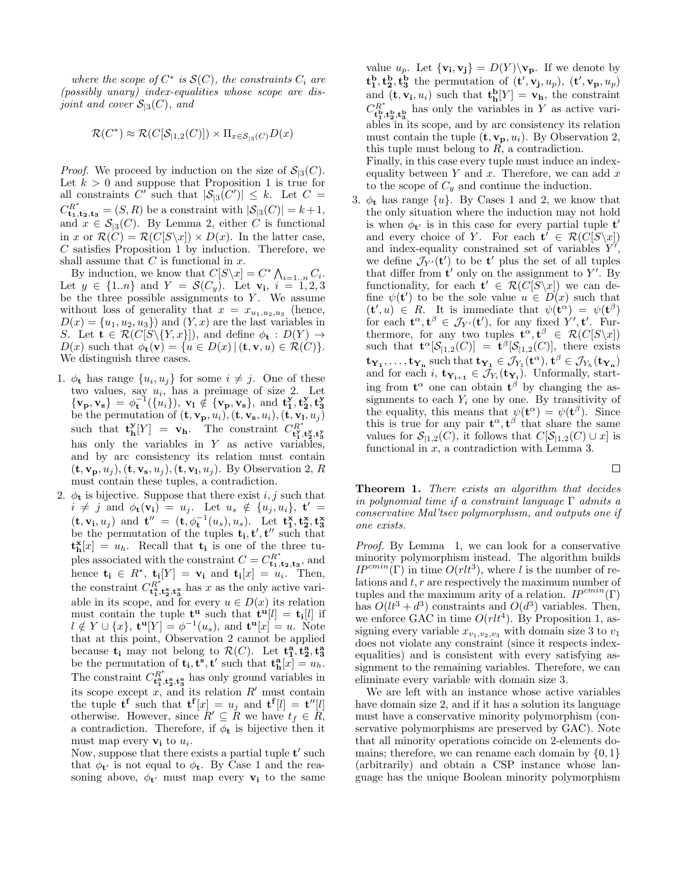*where the scope of $C^*$ is $\mathcal{S}(C)$, the constraints $C_i$ are (possibly unary) index-equalities whose scope are disjoint and cover $\mathcal{S}_{|3}(C)$, and*

$$\mathcal{R}(C^*) \approx \mathcal{R}(C[\mathcal{S}_{|1,2}(C)]) \times \Pi_{x \in \mathcal{S}_{|3}(C)} D(x)$$

*Proof.* We proceed by induction on the size of $\mathcal{S}_{|3}(C)$. Let $k > 0$ and suppose that Proposition 1 is true for all constraints $C'$ such that $|\mathcal{S}_{|3}(C')| \leq k$. Let $C = C^{R^*}_{\mathbf{t_1},\mathbf{t_2},\mathbf{t_3}} = (S, R)$ be a constraint with $|\mathcal{S}_{|3}(C)| = k+1$, and $x \in \mathcal{S}_{|3}(C)$. By Lemma 2, either $C$ is functional in $x$ or $\mathcal{R}(C) = \mathcal{R}(C[S \backslash x]) \times D(x)$. In the latter case, $C$ satisfies Proposition 1 by induction. Therefore, we shall assume that $C$ is functional in $x$.

By induction, we know that $C[S\backslash x] = C^* \bigwedge_{i=1..n} C_i$. Let $y \in \{1..n\}$ and $Y = \mathcal{S}(C_y)$. Let $\mathbf{v_i}$, $i = 1, 2, 3$ be the three possible assignments to $Y$. We assume without loss of generality that $x = x_{u_1,u_2,u_3}$ (hence, $D(x) = \{u_1, u_2, u_3\}$) and $(Y, x)$ are the last variables in $S$. Let $\mathbf{t} \in \mathcal{R}(C[S\backslash\{Y, x\}])$, and define $\phi_\mathbf{t} : D(Y) \rightarrow D(x)$ such that $\phi_\mathbf{t}(\mathbf{v}) = \{u \in D(x) \,|\, (\mathbf{t}, \mathbf{v}, u) \in \mathcal{R}(C)\}$. We distinguish three cases.

1. $\phi_\mathbf{t}$ has range $\{u_i, u_j\}$ for some $i \neq j$. One of these two values, say $u_i$, has a preimage of size 2. Let $\{\mathbf{v_p}, \mathbf{v_s}\} = \phi_\mathbf{t}^{-1}(\{u_i\})$, $\mathbf{v_l} \notin \{\mathbf{v_p}, \mathbf{v_s}\}$, and $\mathbf{t^y_1}, \mathbf{t^y_2}, \mathbf{t^y_3}$ be the permutation of $(\mathbf{t}, \mathbf{v_p}, u_i), (\mathbf{t}, \mathbf{v_s}, u_i), (\mathbf{t}, \mathbf{v_l}, u_j)$ such that $\mathbf{t^y_h}[Y] = \mathbf{v_h}$. The constraint $C^{R^*}_{\mathbf{t^y_1},\mathbf{t^y_2},\mathbf{t^y_3}}$ has only the variables in $Y$ as active variables, and by arc consistency its relation must contain $(\mathbf{t}, \mathbf{v_p}, u_j), (\mathbf{t}, \mathbf{v_s}, u_j), (\mathbf{t}, \mathbf{v_l}, u_j)$. By Observation 2, $R$ must contain these tuples, a contradiction.
2. $\phi_\mathbf{t}$ is bijective. Suppose that there exist $i, j$ such that $i \neq j$ and $\phi_\mathbf{t}(\mathbf{v_i}) = u_j$. Let $u_s \notin \{u_j, u_i\}$, $\mathbf{t}' = (\mathbf{t}, \mathbf{v_i}, u_j)$ and $\mathbf{t}'' = (\mathbf{t}, \phi_\mathbf{t}^{-1}(u_s), u_s)$. Let $\mathbf{t^x_1}, \mathbf{t^x_2}, \mathbf{t^x_3}$ be the permutation of the tuples $\mathbf{t_i}, \mathbf{t}', \mathbf{t}''$ such that $\mathbf{t^x_h}[x] = u_h$. Recall that $\mathbf{t_i}$ is one of the three tuples associated with the constraint $C = C^{R^*}_{\mathbf{t_1},\mathbf{t_2},\mathbf{t_3}}$, and hence $\mathbf{t_i} \in R^*$, $\mathbf{t_i}[Y] = \mathbf{v_i}$ and $\mathbf{t_i}[x] = u_i$. Then, the constraint $C^{R^*}_{\mathbf{t^x_1},\mathbf{t^x_2},\mathbf{t^x_3}}$ has $x$ as the only active variable in its scope, and for every $u \in D(x)$ its relation must contain the tuple $\mathbf{t^u}$ such that $\mathbf{t^u}[l] = \mathbf{t_i}[l]$ if $l \notin Y \cup \{x\}$, $\mathbf{t^u}[Y] = \phi^{-1}(u_s)$, and $\mathbf{t^u}[x] = u$. Note that at this point, Observation 2 cannot be applied because $\mathbf{t_i}$ may not belong to $\mathcal{R}(C)$. Let $\mathbf{t^a_1}, \mathbf{t^a_2}, \mathbf{t^a_3}$ be the permutation of $\mathbf{t_i}, \mathbf{t^s}, \mathbf{t}'$ such that $\mathbf{t^a_h}[x] = u_h$. The constraint $C^{R^*}_{\mathbf{t^a_1},\mathbf{t^a_2},\mathbf{t^a_3}}$ has only ground variables in its scope except $x$, and its relation $R'$ must contain the tuple $\mathbf{t^f}$ such that $\mathbf{t^f}[x] = u_j$ and $\mathbf{t^f}[l] = \mathbf{t}''[l]$ otherwise. However, since $R' \subseteq R$ we have $t_f \in R$, a contradiction. Therefore, if $\phi_\mathbf{t}$ is bijective then it must map every $\mathbf{v_i}$ to $u_i$.
   Now, suppose that there exists a partial tuple $\mathbf{t}'$ such that $\phi_{\mathbf{t}'}$ is not equal to $\phi_\mathbf{t}$. By Case 1 and the reasoning above, $\phi_{\mathbf{t}'}$ must map every $\mathbf{v_i}$ to the same value $u_p$. Let $\{\mathbf{v_i}, \mathbf{v_j}\} = D(Y)\backslash\mathbf{v_p}$. If we denote by $\mathbf{t^b_1}, \mathbf{t^b_2}, \mathbf{t^b_3}$ the permutation of $(\mathbf{t}', \mathbf{v_j}, u_p)$, $(\mathbf{t}', \mathbf{v_p}, u_p)$ and $(\mathbf{t}, \mathbf{v_i}, u_i)$ such that $\mathbf{t^b_h}[Y] = \mathbf{v_h}$, the constraint $C^{R^*}_{\mathbf{t^b_1},\mathbf{t^b_2},\mathbf{t^b_3}}$ has only the variables in $Y$ as active variables in its scope, and by arc consistency its relation must contain the tuple $(\mathbf{t}, \mathbf{v_p}, u_i)$. By Observation 2, this tuple must belong to $R$, a contradiction.
   Finally, in this case every tuple must induce an index-equality between $Y$ and $x$. Therefore, we can add $x$ to the scope of $C_y$ and continue the induction.
3. $\phi_\mathbf{t}$ has range $\{u\}$. By Cases 1 and 2, we know that the only situation where the induction may not hold is when $\phi_{\mathbf{t}'}$ is in this case for every partial tuple $\mathbf{t}'$ and every choice of $Y$. For each $\mathbf{t}' \in \mathcal{R}(C[S\backslash x])$ and index-equality constrained set of variables $Y'$, we define $\mathcal{J}_{Y'}(\mathbf{t}')$ to be $\mathbf{t}'$ plus the set of all tuples that differ from $\mathbf{t}'$ only on the assignment to $Y'$. By functionality, for each $\mathbf{t}' \in \mathcal{R}(C[S\backslash x])$ we can define $\psi(\mathbf{t}')$ to be the sole value $u \in D(x)$ such that $(\mathbf{t}', u) \in R$. It is immediate that $\psi(\mathbf{t}^\alpha) = \psi(\mathbf{t}^\beta)$ for each $\mathbf{t}^\alpha, \mathbf{t}^\beta \in \mathcal{J}_{Y'}(\mathbf{t}')$, for any fixed $Y', \mathbf{t}'$. Furthermore, for any two tuples $\mathbf{t}^\alpha, \mathbf{t}^\beta \in \mathcal{R}(C[S\backslash x])$ such that $\mathbf{t}^\alpha[\mathcal{S}_{|1,2}(C)] = \mathbf{t}^\beta[\mathcal{S}_{|1,2}(C)]$, there exists $\mathbf{t_{Y_1}}, \ldots, \mathbf{t_{Y_n}}$ such that $\mathbf{t_{Y_1}} \in \mathcal{J}_{Y_1}(\mathbf{t}^\alpha)$, $\mathbf{t}^\beta \in \mathcal{J}_{Y_h}(\mathbf{t_{Y_n}})$ and for each $i$, $\mathbf{t_{Y_{i+1}}} \in \mathcal{J}_{Y_i}(\mathbf{t_{Y_i}})$. Unformally, starting from $\mathbf{t}^\alpha$ one can obtain $\mathbf{t}^\beta$ by changing the assignments to each $Y_i$ one by one. By transitivity of the equality, this means that $\psi(\mathbf{t}^\alpha) = \psi(\mathbf{t}^\beta)$. Since this is true for any pair $\mathbf{t}^\alpha, \mathbf{t}^\beta$ that share the same values for $\mathcal{S}_{|1,2}(C)$, it follows that $C[\mathcal{S}_{|1,2}(C) \cup x]$ is functional in $x$, a contradiction with Lemma 3.

□

**Theorem 1.** *There exists an algorithm that decides in polynomial time if a constraint language $\Gamma$ admits a conservative Mal'tsev polymorphism, and outputs one if one exists.*

*Proof.* By Lemma 1, we can look for a conservative minority polymorphism instead. The algorithm builds $IP^{cmin}(\Gamma)$ in time $O(rlt^3)$, where $l$ is the number of relations and $t, r$ are respectively the maximum number of tuples and the maximum arity of a relation. $IP^{cmin}(\Gamma)$ has $O(lt^3 + d^3)$ constraints and $O(d^3)$ variables. Then, we enforce GAC in time $O(rlt^4)$. By Proposition 1, assigning every variable $x_{v_1,v_2,v_3}$ with domain size 3 to $v_1$ does not violate any constraint (since it respects index-equalities) and is consistent with every satisfying assignment to the remaining variables. Therefore, we can eliminate every variable with domain size 3.

We are left with an instance whose active variables have domain size 2, and if it has a solution its language must have a conservative minority polymorphism (conservative polymorphisms are preserved by GAC). Note that all minority operations coincide on 2-elements domains; therefore, we can rename each domain by $\{0, 1\}$ (arbitrarily) and obtain a CSP instance whose language has the unique Boolean minority polymorphism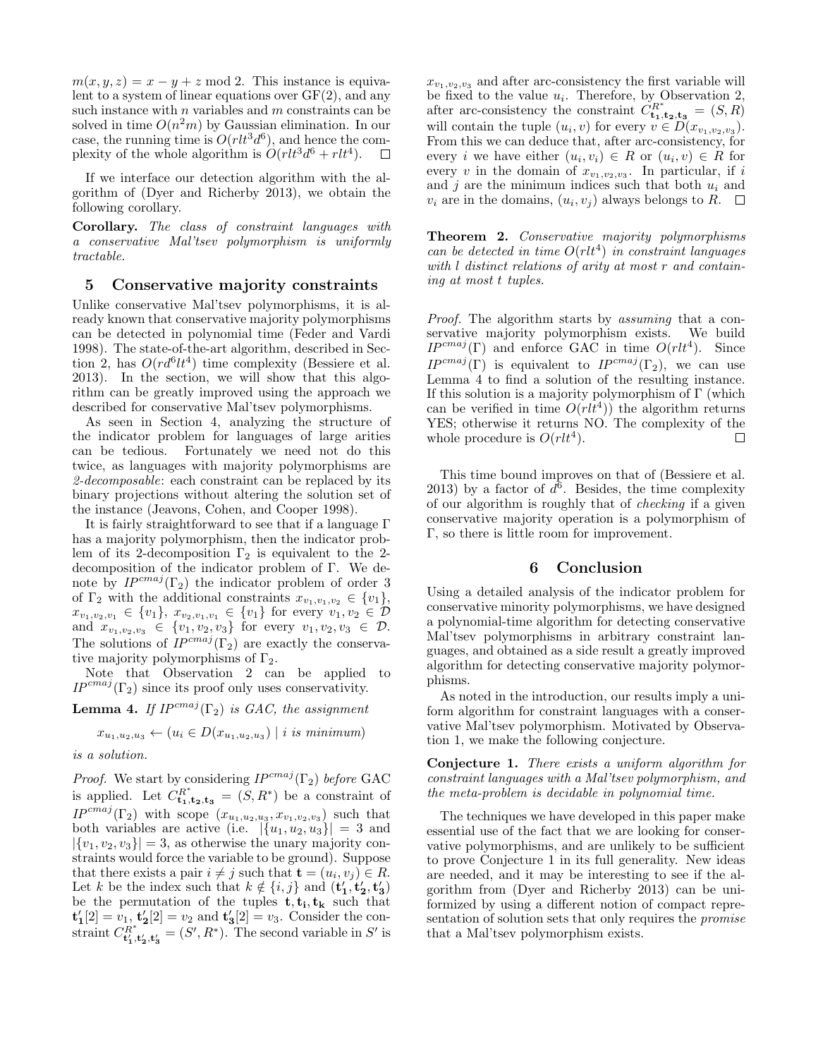$m(x, y, z) = x - y + z \bmod 2$. This instance is equivalent to a system of linear equations over GF(2), and any such instance with $n$ variables and $m$ constraints can be solved in time $O(n^2 m)$ by Gaussian elimination. In our case, the running time is $O(rlt^3d^6)$, and hence the complexity of the whole algorithm is $O(rlt^3d^6 + rlt^4)$. $\square$

If we interface our detection algorithm with the algorithm of (Dyer and Richerby 2013), we obtain the following corollary.

**Corollary.** *The class of constraint languages with a conservative Mal'tsev polymorphism is uniformly tractable.*

## 5 Conservative majority constraints

Unlike conservative Mal'tsev polymorphisms, it is already known that conservative majority polymorphisms can be detected in polynomial time (Feder and Vardi 1998). The state-of-the-art algorithm, described in Section 2, has $O(rd^6lt^4)$ time complexity (Bessiere et al. 2013). In the section, we will show that this algorithm can be greatly improved using the approach we described for conservative Mal'tsev polymorphisms.

As seen in Section 4, analyzing the structure of the indicator problem for languages of large arities can be tedious. Fortunately we need not do this twice, as languages with majority polymorphisms are *2-decomposable*: each constraint can be replaced by its binary projections without altering the solution set of the instance (Jeavons, Cohen, and Cooper 1998).

It is fairly straightforward to see that if a language $\Gamma$ has a majority polymorphism, then the indicator problem of its 2-decomposition $\Gamma_2$ is equivalent to the 2-decomposition of the indicator problem of $\Gamma$. We denote by $IP^{cmaj}(\Gamma_2)$ the indicator problem of order 3 of $\Gamma_2$ with the additional constraints $x_{v_1,v_1,v_2} \in \{v_1\}$, $x_{v_1,v_2,v_1} \in \{v_1\}$, $x_{v_2,v_1,v_1} \in \{v_1\}$ for every $v_1, v_2 \in \mathcal{D}$ and $x_{v_1,v_2,v_3} \in \{v_1, v_2, v_3\}$ for every $v_1, v_2, v_3 \in \mathcal{D}$. The solutions of $IP^{cmaj}(\Gamma_2)$ are exactly the conservative majority polymorphisms of $\Gamma_2$.

Note that Observation 2 can be applied to $IP^{cmaj}(\Gamma_2)$ since its proof only uses conservativity.

**Lemma 4.** *If $IP^{cmaj}(\Gamma_2)$ is GAC, the assignment*

$$x_{u_1,u_2,u_3} \leftarrow (u_i \in D(x_{u_1,u_2,u_3}) \mid i \text{ is minimum})$$

*is a solution.*

*Proof.* We start by considering $IP^{cmaj}(\Gamma_2)$ *before* GAC is applied. Let $C^{R^*}_{\mathbf{t_1},\mathbf{t_2},\mathbf{t_3}} = (S, R^*)$ be a constraint of $IP^{cmaj}(\Gamma_2)$ with scope $(x_{u_1,u_2,u_3}, x_{v_1,v_2,v_3})$ such that both variables are active (i.e. $|\{u_1, u_2, u_3\}| = 3$ and $|\{v_1, v_2, v_3\}| = 3$, as otherwise the unary majority constraints would force the variable to be ground). Suppose that there exists a pair $i \neq j$ such that $\mathbf{t} = (u_i, v_j) \in R$. Let $k$ be the index such that $k \notin \{i, j\}$ and $(\mathbf{t'_1}, \mathbf{t'_2}, \mathbf{t'_3})$ be the permutation of the tuples $\mathbf{t}, \mathbf{t_i}, \mathbf{t_k}$ such that $\mathbf{t'_1}[2] = v_1$, $\mathbf{t'_2}[2] = v_2$ and $\mathbf{t'_3}[2] = v_3$. Consider the constraint $C^{R^*}_{\mathbf{t'_1},\mathbf{t'_2},\mathbf{t'_3}} = (S', R^*)$. The second variable in $S'$ is $x_{v_1,v_2,v_3}$ and after arc-consistency the first variable will be fixed to the value $u_i$. Therefore, by Observation 2, after arc-consistency the constraint $C^{R^*}_{\mathbf{t_1},\mathbf{t_2},\mathbf{t_3}} = (S, R)$ will contain the tuple $(u_i, v)$ for every $v \in D(x_{v_1,v_2,v_3})$. From this we can deduce that, after arc-consistency, for every $i$ we have either $(u_i, v_i) \in R$ or $(u_i, v) \in R$ for every $v$ in the domain of $x_{v_1,v_2,v_3}$. In particular, if $i$ and $j$ are the minimum indices such that both $u_i$ and $v_i$ are in the domains, $(u_i, v_j)$ always belongs to $R$. $\square$

**Theorem 2.** *Conservative majority polymorphisms can be detected in time $O(rlt^4)$ in constraint languages with $l$ distinct relations of arity at most $r$ and containing at most $t$ tuples.*

*Proof.* The algorithm starts by *assuming* that a conservative majority polymorphism exists. We build $IP^{cmaj}(\Gamma)$ and enforce GAC in time $O(rlt^4)$. Since $IP^{cmaj}(\Gamma)$ is equivalent to $IP^{cmaj}(\Gamma_2)$, we can use Lemma 4 to find a solution of the resulting instance. If this solution is a majority polymorphism of $\Gamma$ (which can be verified in time $O(rlt^4)$) the algorithm returns YES; otherwise it returns NO. The complexity of the whole procedure is $O(rlt^4)$. $\square$

This time bound improves on that of (Bessiere et al. 2013) by a factor of $d^6$. Besides, the time complexity of our algorithm is roughly that of *checking* if a given conservative majority operation is a polymorphism of $\Gamma$, so there is little room for improvement.

## 6 Conclusion

Using a detailed analysis of the indicator problem for conservative minority polymorphisms, we have designed a polynomial-time algorithm for detecting conservative Mal'tsev polymorphisms in arbitrary constraint languages, and obtained as a side result a greatly improved algorithm for detecting conservative majority polymorphisms.

As noted in the introduction, our results imply a uniform algorithm for constraint languages with a conservative Mal'tsev polymorphism. Motivated by Observation 1, we make the following conjecture.

**Conjecture 1.** *There exists a uniform algorithm for constraint languages with a Mal'tsev polymorphism, and the meta-problem is decidable in polynomial time.*

The techniques we have developed in this paper make essential use of the fact that we are looking for conservative polymorphisms, and are unlikely to be sufficient to prove Conjecture 1 in its full generality. New ideas are needed, and it may be interesting to see if the algorithm from (Dyer and Richerby 2013) can be uniformized by using a different notion of compact representation of solution sets that only requires the *promise* that a Mal'tsev polymorphism exists.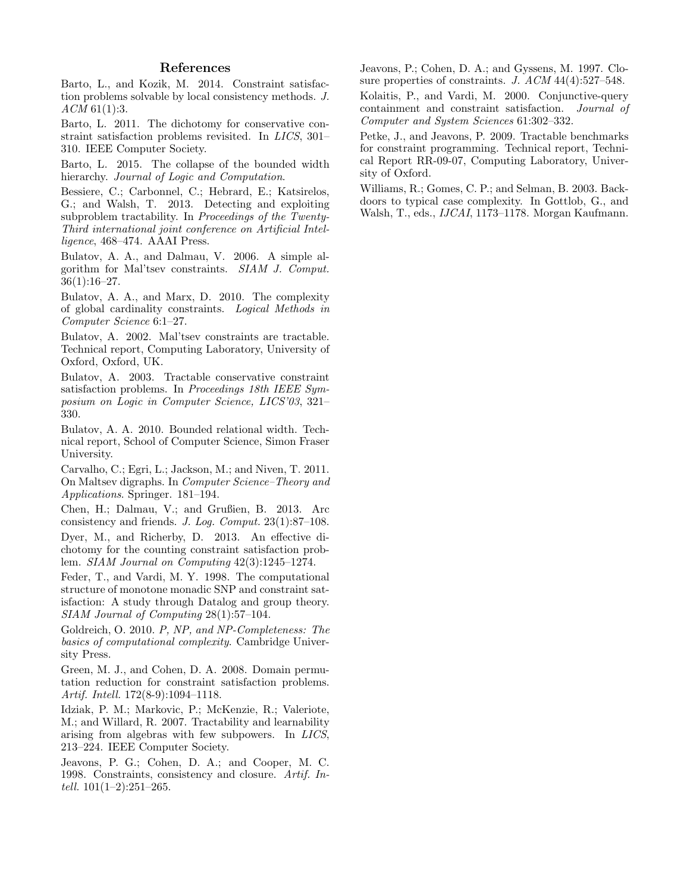## References

Barto, L., and Kozik, M. 2014. Constraint satisfaction problems solvable by local consistency methods. *J. ACM* 61(1):3.

Barto, L. 2011. The dichotomy for conservative constraint satisfaction problems revisited. In *LICS*, 301–310. IEEE Computer Society.

Barto, L. 2015. The collapse of the bounded width hierarchy. *Journal of Logic and Computation*.

Bessiere, C.; Carbonnel, C.; Hebrard, E.; Katsirelos, G.; and Walsh, T. 2013. Detecting and exploiting subproblem tractability. In *Proceedings of the Twenty-Third international joint conference on Artificial Intelligence*, 468–474. AAAI Press.

Bulatov, A. A., and Dalmau, V. 2006. A simple algorithm for Mal'tsev constraints. *SIAM J. Comput.* 36(1):16–27.

Bulatov, A. A., and Marx, D. 2010. The complexity of global cardinality constraints. *Logical Methods in Computer Science* 6:1–27.

Bulatov, A. 2002. Mal'tsev constraints are tractable. Technical report, Computing Laboratory, University of Oxford, Oxford, UK.

Bulatov, A. 2003. Tractable conservative constraint satisfaction problems. In *Proceedings 18th IEEE Symposium on Logic in Computer Science, LICS'03*, 321–330.

Bulatov, A. A. 2010. Bounded relational width. Technical report, School of Computer Science, Simon Fraser University.

Carvalho, C.; Egri, L.; Jackson, M.; and Niven, T. 2011. On Maltsev digraphs. In *Computer Science–Theory and Applications*. Springer. 181–194.

Chen, H.; Dalmau, V.; and Grußien, B. 2013. Arc consistency and friends. *J. Log. Comput.* 23(1):87–108.

Dyer, M., and Richerby, D. 2013. An effective dichotomy for the counting constraint satisfaction problem. *SIAM Journal on Computing* 42(3):1245–1274.

Feder, T., and Vardi, M. Y. 1998. The computational structure of monotone monadic SNP and constraint satisfaction: A study through Datalog and group theory. *SIAM Journal of Computing* 28(1):57–104.

Goldreich, O. 2010. *P, NP, and NP-Completeness: The basics of computational complexity*. Cambridge University Press.

Green, M. J., and Cohen, D. A. 2008. Domain permutation reduction for constraint satisfaction problems. *Artif. Intell.* 172(8-9):1094–1118.

Idziak, P. M.; Markovic, P.; McKenzie, R.; Valeriote, M.; and Willard, R. 2007. Tractability and learnability arising from algebras with few subpowers. In *LICS*, 213–224. IEEE Computer Society.

Jeavons, P. G.; Cohen, D. A.; and Cooper, M. C. 1998. Constraints, consistency and closure. *Artif. Intell.* 101(1–2):251–265.

Jeavons, P.; Cohen, D. A.; and Gyssens, M. 1997. Closure properties of constraints. *J. ACM* 44(4):527–548.

Kolaitis, P., and Vardi, M. 2000. Conjunctive-query containment and constraint satisfaction. *Journal of Computer and System Sciences* 61:302–332.

Petke, J., and Jeavons, P. 2009. Tractable benchmarks for constraint programming. Technical report, Technical Report RR-09-07, Computing Laboratory, University of Oxford.

Williams, R.; Gomes, C. P.; and Selman, B. 2003. Backdoors to typical case complexity. In Gottlob, G., and Walsh, T., eds., *IJCAI*, 1173–1178. Morgan Kaufmann.